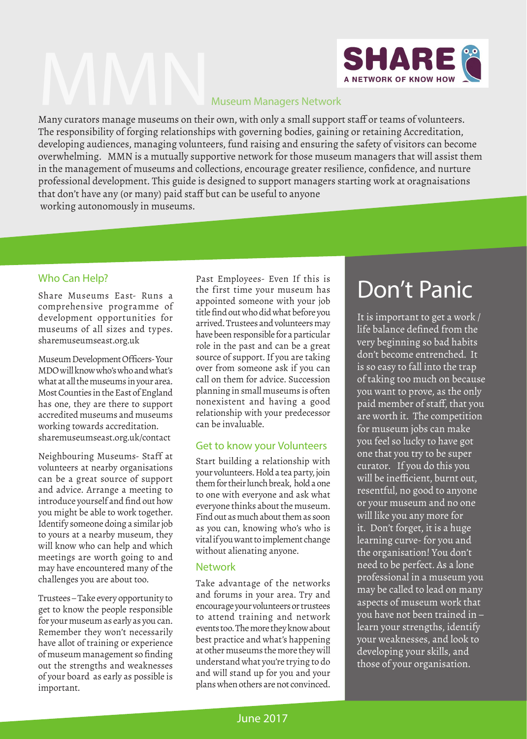# MMN

Museum Managers Network

SHARE
A NETWORK OF KNOW HOW

Many curators manage museums on their own, with only a small support staff or teams of volunteers. The responsibility of forging relationships with governing bodies, gaining or retaining Accreditation, developing audiences, managing volunteers, fund raising and ensuring the safety of visitors can become overwhelming. MMN is a mutually supportive network for those museum managers that will assist them in the management of museums and collections, encourage greater resilience, confidence, and nurture professional development. This guide is designed to support managers starting work at oragnaisations that don't have any (or many) paid staff but can be useful to anyone working autonomously in museums.

## Who Can Help?

Share Museums East- Runs a comprehensive programme of development opportunities for museums of all sizes and types. sharemuseumseast.org.uk

Museum Development Officers- Your MDO will know who's who and what's what at all the museums in your area. Most Counties in the East of England has one, they are there to support accredited museums and museums working towards accreditation. sharemuseumseast.org.uk/contact

Neighbouring Museums- Staff at volunteers at nearby organisations can be a great source of support and advice. Arrange a meeting to introduce yourself and find out how you might be able to work together. Identify someone doing a similar job to yours at a nearby museum, they will know who can help and which meetings are worth going to and may have encountered many of the challenges you are about too.

Trustees – Take every opportunity to get to know the people responsible for your museum as early as you can. Remember they won't necessarily have allot of training or experience of museum management so finding out the strengths and weaknesses of your board as early as possible is important.

Past Employees- Even If this is the first time your museum has appointed someone with your job title find out who did what before you arrived. Trustees and volunteers may have been responsible for a particular role in the past and can be a great source of support. If you are taking over from someone ask if you can call on them for advice. Succession planning in small museums is often nonexistent and having a good relationship with your predecessor can be invaluable.

## Get to know your Volunteers

Start building a relationship with your volunteers. Hold a tea party, join them for their lunch break, hold a one to one with everyone and ask what everyone thinks about the museum. Find out as much about them as soon as you can, knowing who's who is vital if you want to implement change without alienating anyone.

## Network

Take advantage of the networks and forums in your area. Try and encourage your volunteers or trustees to attend training and network events too. The more they know about best practice and what's happening at other museums the more they will understand what you're trying to do and will stand up for you and your plans when others are not convinced.

## Don't Panic

It is important to get a work / life balance defined from the very beginning so bad habits don't become entrenched. It is so easy to fall into the trap of taking too much on because you want to prove, as the only paid member of staff, that you are worth it. The competition for museum jobs can make you feel so lucky to have got one that you try to be super curator. If you do this you will be inefficient, burnt out, resentful, no good to anyone or your museum and no one will like you any more for it. Don't forget, it is a huge learning curve- for you and the organisation! You don't need to be perfect. As a lone professional in a museum you may be called to lead on many aspects of museum work that you have not been trained in – learn your strengths, identify your weaknesses, and look to developing your skills, and those of your organisation.

June 2017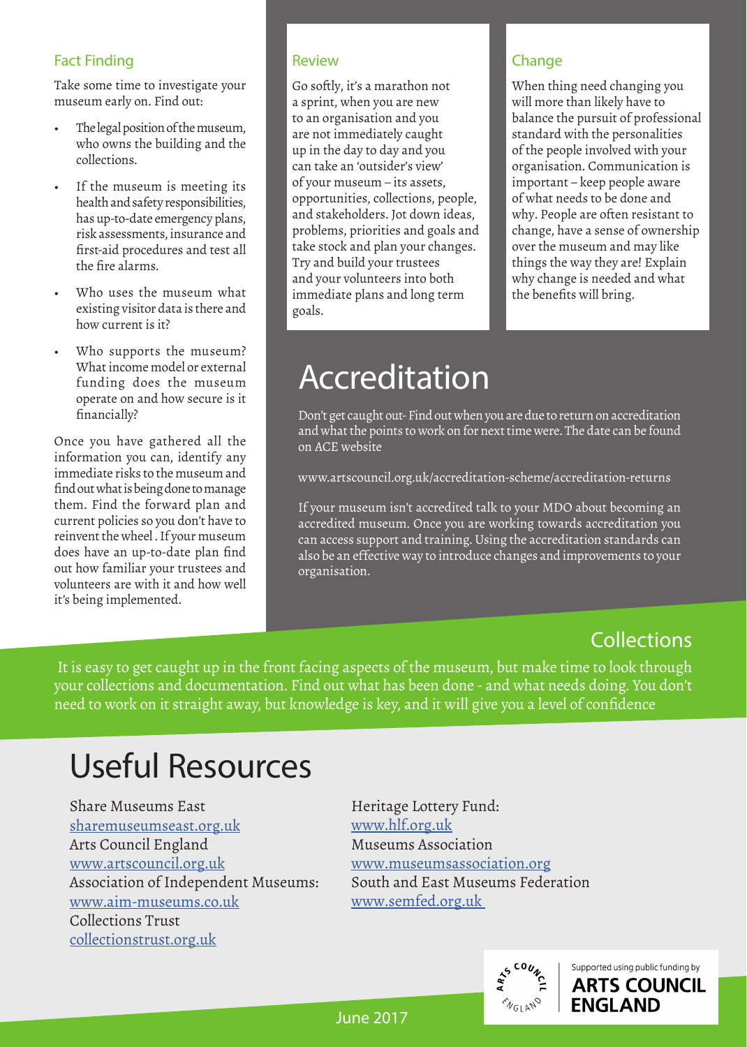### Fact Finding

Take some time to investigate your museum early on. Find out:

- The legal position of the museum, who owns the building and the collections.
- If the museum is meeting its health and safety responsibilities, has up-to-date emergency plans, risk assessments, insurance and first-aid procedures and test all the fire alarms.
- Who uses the museum what existing visitor data is there and how current is it?
- Who supports the museum? What income model or external funding does the museum operate on and how secure is it financially?

Once you have gathered all the information you can, identify any immediate risks to the museum and find out what is being done to manage them. Find the forward plan and current policies so you don't have to reinvent the wheel . If your museum does have an up-to-date plan find out how familiar your trustees and volunteers are with it and how well it's being implemented.

### Review

Go softly, it's a marathon not a sprint, when you are new to an organisation and you are not immediately caught up in the day to day and you can take an 'outsider's view' of your museum – its assets, opportunities, collections, people, and stakeholders. Jot down ideas, problems, priorities and goals and take stock and plan your changes. Try and build your trustees and your volunteers into both immediate plans and long term goals.

### Change

When thing need changing you will more than likely have to balance the pursuit of professional standard with the personalities of the people involved with your organisation. Communication is important – keep people aware of what needs to be done and why. People are often resistant to change, have a sense of ownership over the museum and may like things the way they are! Explain why change is needed and what the benefits will bring.

# Accreditation

Don't get caught out- Find out when you are due to return on accreditation and what the points to work on for next time were. The date can be found on ACE website

www.artscouncil.org.uk/accreditation-scheme/accreditation-returns

If your museum isn't accredited talk to your MDO about becoming an accredited museum. Once you are working towards accreditation you can access support and training. Using the accreditation standards can also be an effective way to introduce changes and improvements to your organisation.

## Collections

It is easy to get caught up in the front facing aspects of the museum, but make time to look through your collections and documentation. Find out what has been done - and what needs doing. You don't need to work on it straight away, but knowledge is key, and it will give you a level of confidence

# Useful Resources

Share Museums East
sharemuseumseast.org.uk
Arts Council England
www.artscouncil.org.uk
Association of Independent Museums:
www.aim-museums.co.uk
Collections Trust
collectionstrust.org.uk

Heritage Lottery Fund:
www.hlf.org.uk
Museums Association
www.museumsassociation.org
South and East Museums Federation
www.semfed.org.uk

Supported using public funding by ARTS COUNCIL ENGLAND

June 2017